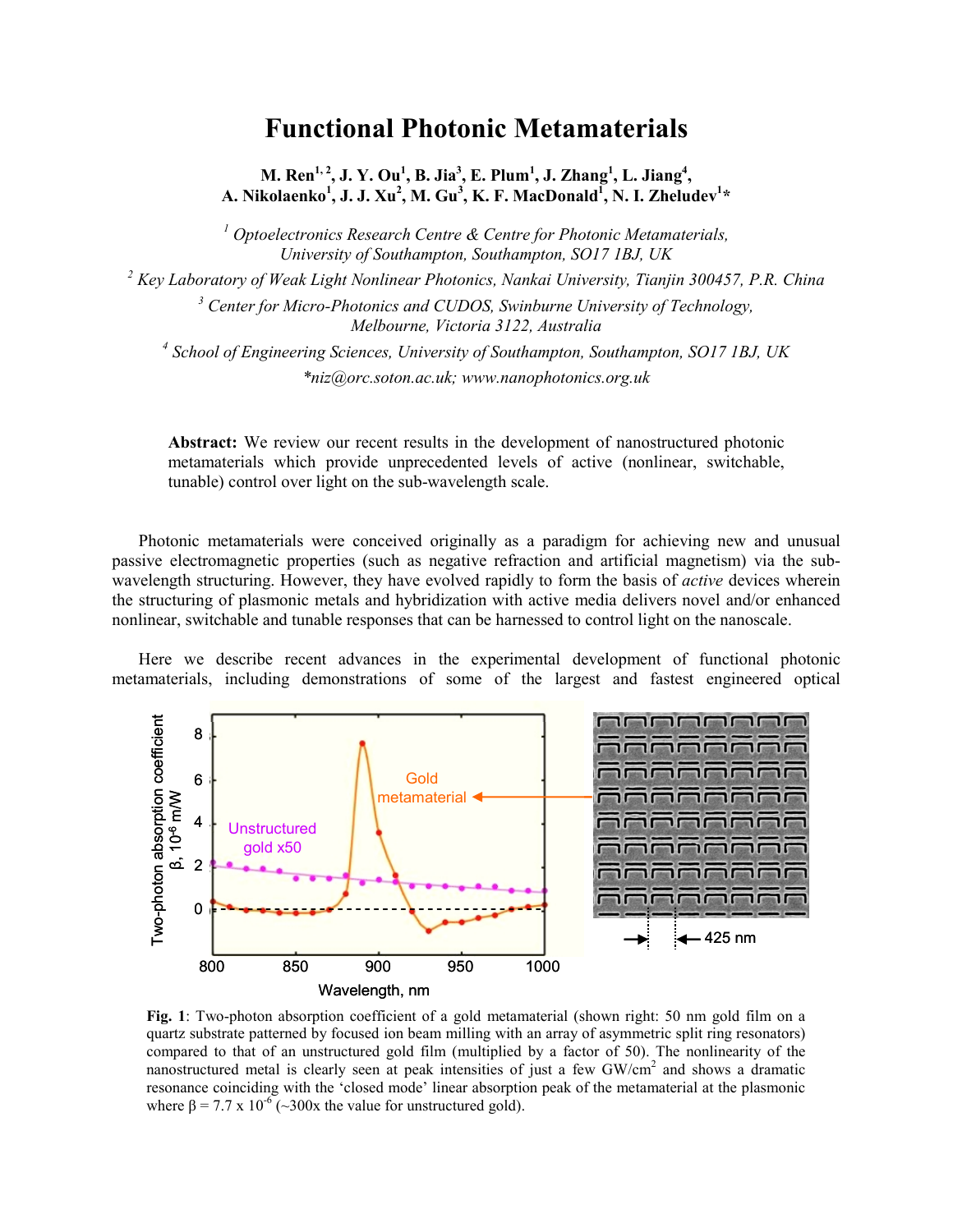# Functional Photonic Metamaterials

**M. Ren[1,2], J. Y. Ou[1], B. Jia[3], E. Plum[1], J. Zhang[1], L. Jiang[4], A. Nikolaenko[1], J. J. Xu[2], M. Gu[3], K. F. MacDonald[1], N. I. Zheludev[1]***

*[1] Optoelectronics Research Centre & Centre for Photonic Metamaterials, University of Southampton, Southampton, SO17 1BJ, UK*

*[2] Key Laboratory of Weak Light Nonlinear Photonics, Nankai University, Tianjin 300457, P.R. China*

*[3] Center for Micro-Photonics and CUDOS, Swinburne University of Technology, Melbourne, Victoria 3122, Australia*

*[4] School of Engineering Sciences, University of Southampton, Southampton, SO17 1BJ, UK*

*\*niz@orc.soton.ac.uk; www.nanophotonics.org.uk*

**Abstract:** We review our recent results in the development of nanostructured photonic metamaterials which provide unprecedented levels of active (nonlinear, switchable, tunable) control over light on the sub-wavelength scale.

Photonic metamaterials were conceived originally as a paradigm for achieving new and unusual passive electromagnetic properties (such as negative refraction and artificial magnetism) via the sub-wavelength structuring. However, they have evolved rapidly to form the basis of *active* devices wherein the structuring of plasmonic metals and hybridization with active media delivers novel and/or enhanced nonlinear, switchable and tunable responses that can be harnessed to control light on the nanoscale.

Here we describe recent advances in the experimental development of functional photonic metamaterials, including demonstrations of some of the largest and fastest engineered optical

**Fig. 1**: Two-photon absorption coefficient of a gold metamaterial (shown right: 50 nm gold film on a quartz substrate patterned by focused ion beam milling with an array of asymmetric split ring resonators) compared to that of an unstructured gold film (multiplied by a factor of 50). The nonlinearity of the nanostructured metal is clearly seen at peak intensities of just a few GW/cm$^2$ and shows a dramatic resonance coinciding with the 'closed mode' linear absorption peak of the metamaterial at the plasmonic where $\beta = 7.7 \times 10^{-6}$ (~300x the value for unstructured gold).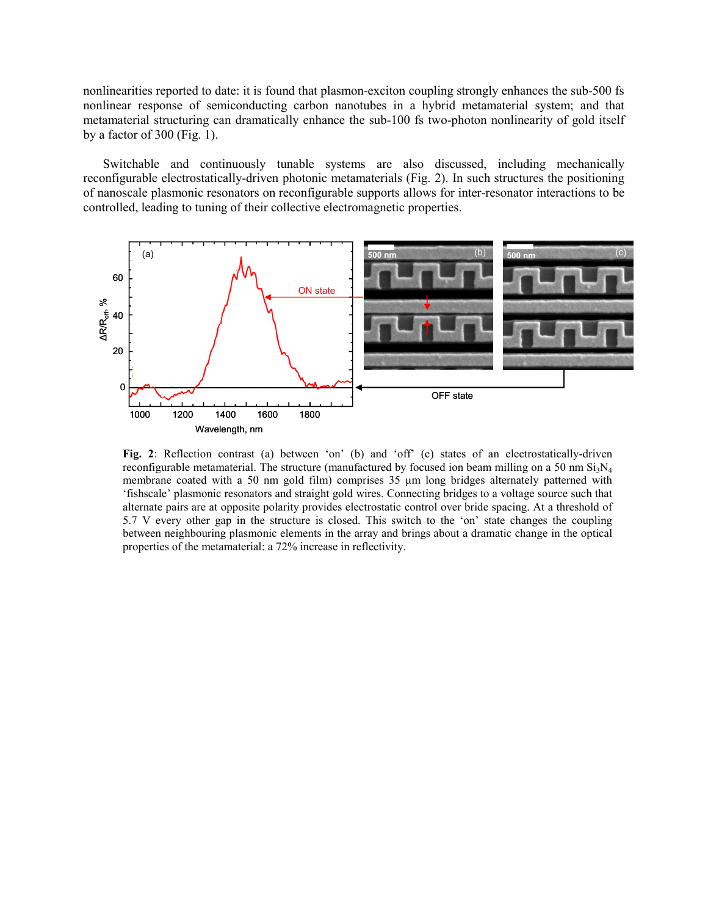nonlinearities reported to date: it is found that plasmon-exciton coupling strongly enhances the sub-500 fs nonlinear response of semiconducting carbon nanotubes in a hybrid metamaterial system; and that metamaterial structuring can dramatically enhance the sub-100 fs two-photon nonlinearity of gold itself by a factor of 300 (Fig. 1).

Switchable and continuously tunable systems are also discussed, including mechanically reconfigurable electrostatically-driven photonic metamaterials (Fig. 2). In such structures the positioning of nanoscale plasmonic resonators on reconfigurable supports allows for inter-resonator interactions to be controlled, leading to tuning of their collective electromagnetic properties.

(a)
ΔR/R$_{off}$, %
60
40
20
0
1000
1200
1400
1600
1800
Wavelength, nm
ON state
OFF state
500 nm (b)
500 nm (c)

**Fig. 2**: Reflection contrast (a) between 'on' (b) and 'off' (c) states of an electrostatically-driven reconfigurable metamaterial. The structure (manufactured by focused ion beam milling on a 50 nm $Si_3N_4$ membrane coated with a 50 nm gold film) comprises 35 μm long bridges alternately patterned with 'fishscale' plasmonic resonators and straight gold wires. Connecting bridges to a voltage source such that alternate pairs are at opposite polarity provides electrostatic control over bride spacing. At a threshold of 5.7 V every other gap in the structure is closed. This switch to the 'on' state changes the coupling between neighbouring plasmonic elements in the array and brings about a dramatic change in the optical properties of the metamaterial: a 72% increase in reflectivity.